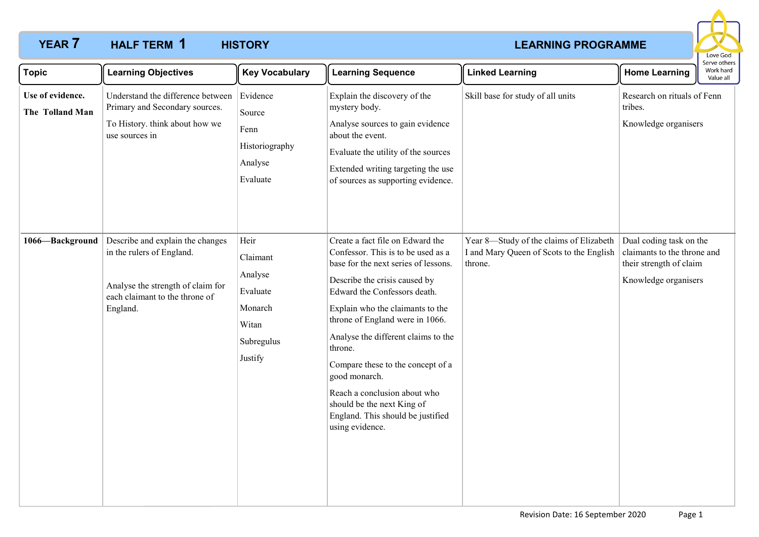# YEAR 7 HALF TERM 1 HISTORY LEARNING PROGRAMME

Love God
Serve others
Work hard
Value all

| Topic | Learning Objectives | Key Vocabulary | Learning Sequence | Linked Learning | Home Learning |
|---|---|---|---|---|---|
| **Use of evidence.** **The Tolland Man** | Understand the difference between Primary and Secondary sources. To History. think about how we use sources in | Evidence Source Fenn Historiography Analyse Evaluate | Explain the discovery of the mystery body. Analyse sources to gain evidence about the event. Evaluate the utility of the sources Extended writing targeting the use of sources as supporting evidence. | Skill base for study of all units | Research on rituals of Fenn tribes. Knowledge organisers |
| **1066—Background** | Describe and explain the changes in the rulers of England. Analyse the strength of claim for each claimant to the throne of England. | Heir Claimant Analyse Evaluate Monarch Witan Subregulus Justify | Create a fact file on Edward the Confessor. This is to be used as a base for the next series of lessons. Describe the crisis caused by Edward the Confessors death. Explain who the claimants to the throne of England were in 1066. Analyse the different claims to the throne. Compare these to the concept of a good monarch. Reach a conclusion about who should be the next King of England. This should be justified using evidence. | Year 8—Study of the claims of Elizabeth I and Mary Queen of Scots to the English throne. | Dual coding task on the claimants to the throne and their strength of claim Knowledge organisers |

Revision Date: 16 September 2020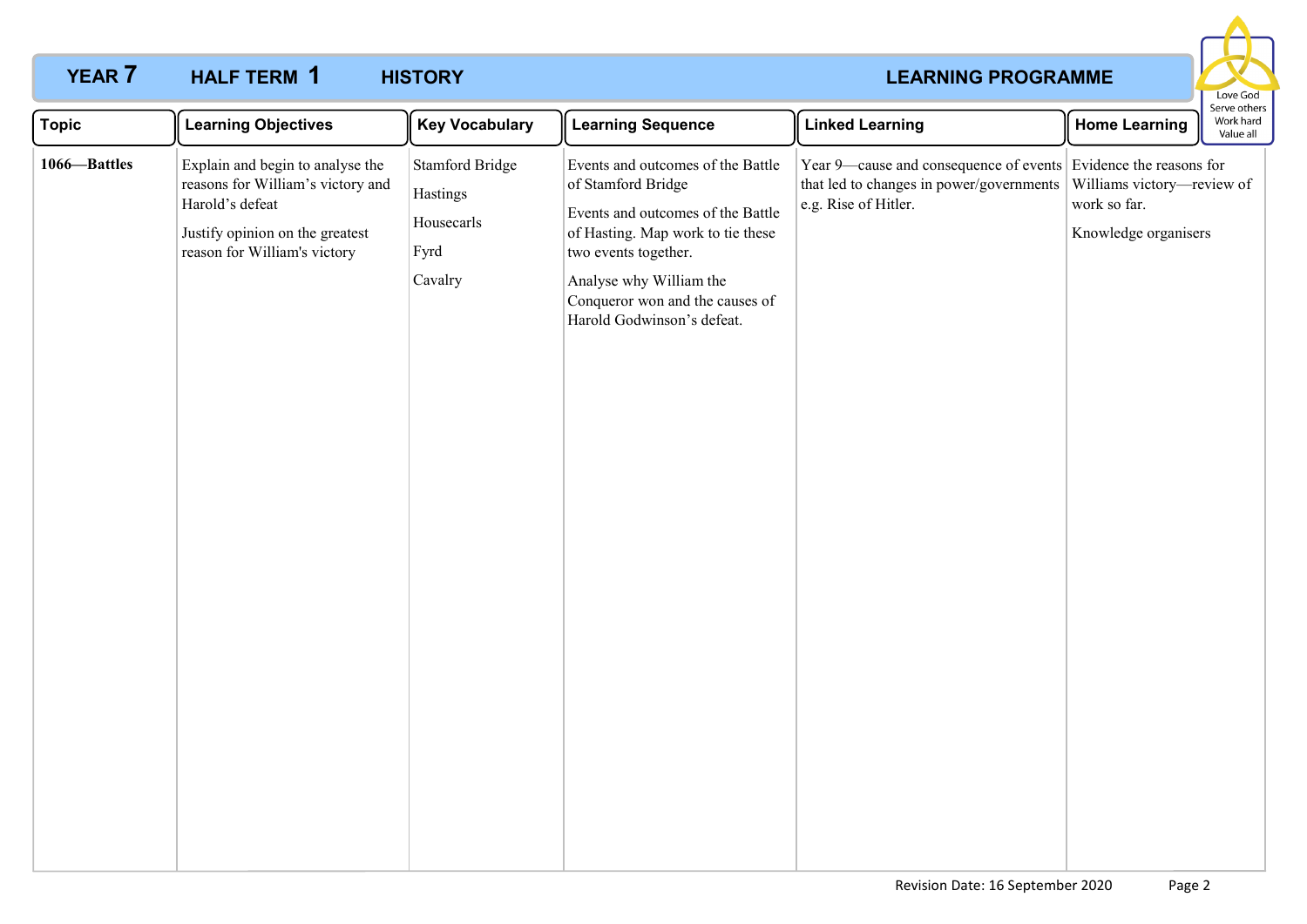**YEAR 7 HALF TERM 1 HISTORY LEARNING PROGRAMME**

Love God
Serve others
Work hard
Value all

| Topic | Learning Objectives | Key Vocabulary | Learning Sequence | Linked Learning | Home Learning |
|---|---|---|---|---|---|
| **1066—Battles** | Explain and begin to analyse the reasons for William's victory and Harold's defeat<br><br>Justify opinion on the greatest reason for William's victory | Stamford Bridge<br><br>Hastings<br><br>Housecarls<br><br>Fyrd<br><br>Cavalry | Events and outcomes of the Battle of Stamford Bridge<br><br>Events and outcomes of the Battle of Hasting. Map work to tie these two events together.<br><br>Analyse why William the Conqueror won and the causes of Harold Godwinson's defeat. | Year 9—cause and consequence of events that led to changes in power/governments e.g. Rise of Hitler. | Evidence the reasons for Williams victory—review of work so far.<br><br>Knowledge organisers |

Revision Date: 16 September 2020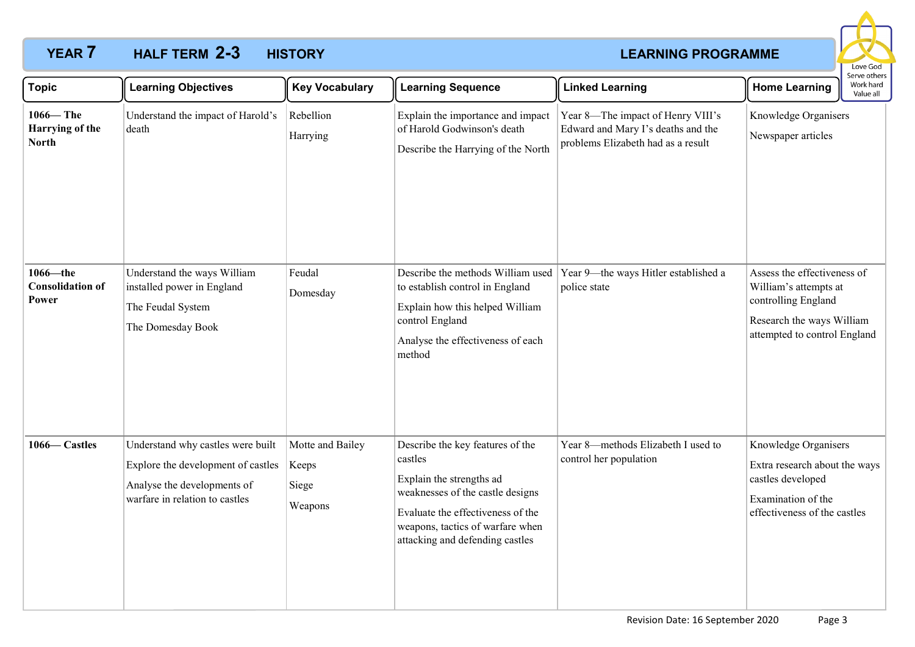# YEAR 7 HALF TERM 2-3 HISTORY LEARNING PROGRAMME

Love God
Serve others
Work hard
Value all

| Topic | Learning Objectives | Key Vocabulary | Learning Sequence | Linked Learning | Home Learning |
|---|---|---|---|---|---|
| **1066— The Harrying of the North** | Understand the impact of Harold's death | Rebellion<br><br>Harrying | Explain the importance and impact of Harold Godwinson's death<br><br>Describe the Harrying of the North | Year 8—The impact of Henry VIII's Edward and Mary I's deaths and the problems Elizabeth had as a result | Knowledge Organisers<br><br>Newspaper articles |
| **1066—the Consolidation of Power** | Understand the ways William installed power in England<br><br>The Feudal System<br><br>The Domesday Book | Feudal<br><br>Domesday | Describe the methods William used to establish control in England<br><br>Explain how this helped William control England<br><br>Analyse the effectiveness of each method | Year 9—the ways Hitler established a police state | Assess the effectiveness of William's attempts at controlling England<br><br>Research the ways William attempted to control England |
| **1066— Castles** | Understand why castles were built<br><br>Explore the development of castles<br><br>Analyse the developments of warfare in relation to castles | Motte and Bailey<br><br>Keeps<br><br>Siege<br><br>Weapons | Describe the key features of the castles<br><br>Explain the strengths ad weaknesses of the castle designs<br><br>Evaluate the effectiveness of the weapons, tactics of warfare when attacking and defending castles | Year 8—methods Elizabeth I used to control her population | Knowledge Organisers<br><br>Extra research about the ways castles developed<br><br>Examination of the effectiveness of the castles |

Revision Date: 16 September 2020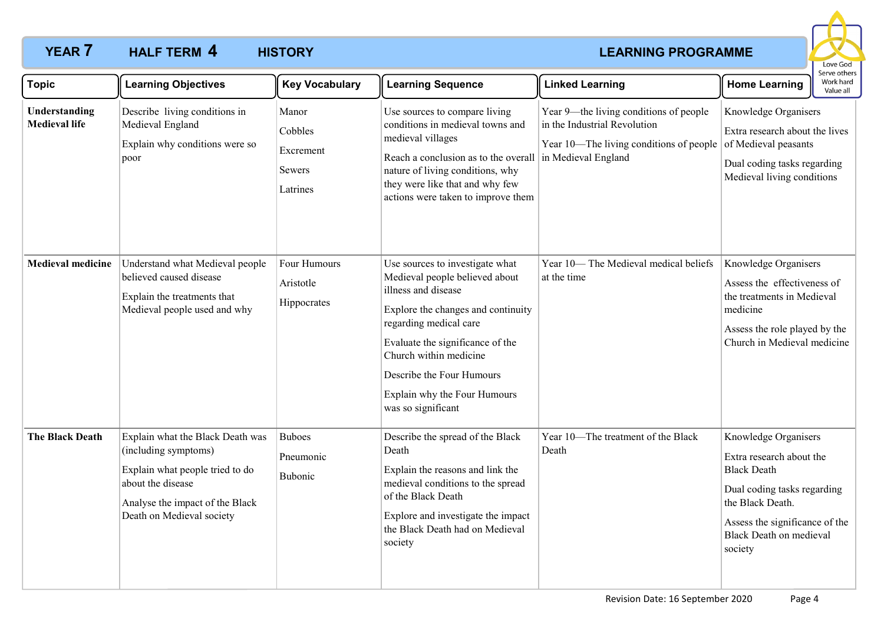# YEAR 7 HALF TERM 4 HISTORY LEARNING PROGRAMME

Love God
Serve others
Work hard
Value all

| Topic | Learning Objectives | Key Vocabulary | Learning Sequence | Linked Learning | Home Learning |
|---|---|---|---|---|---|
| **Understanding Medieval life** | Describe living conditions in Medieval England<br><br>Explain why conditions were so poor | Manor<br><br>Cobbles<br><br>Excrement<br><br>Sewers<br><br>Latrines | Use sources to compare living conditions in medieval towns and medieval villages<br><br>Reach a conclusion as to the overall nature of living conditions, why they were like that and why few actions were taken to improve them | Year 9—the living conditions of people in the Industrial Revolution<br><br>Year 10—The living conditions of people in Medieval England | Knowledge Organisers<br><br>Extra research about the lives of Medieval peasants<br><br>Dual coding tasks regarding Medieval living conditions |
| **Medieval medicine** | Understand what Medieval people believed caused disease<br><br>Explain the treatments that Medieval people used and why | Four Humours<br><br>Aristotle<br><br>Hippocrates | Use sources to investigate what Medieval people believed about illness and disease<br><br>Explore the changes and continuity regarding medical care<br><br>Evaluate the significance of the Church within medicine<br><br>Describe the Four Humours<br><br>Explain why the Four Humours was so significant | Year 10— The Medieval medical beliefs at the time | Knowledge Organisers<br><br>Assess the effectiveness of the treatments in Medieval medicine<br><br>Assess the role played by the Church in Medieval medicine |
| **The Black Death** | Explain what the Black Death was (including symptoms)<br><br>Explain what people tried to do about the disease<br><br>Analyse the impact of the Black Death on Medieval society | Buboes<br><br>Pneumonic<br><br>Bubonic | Describe the spread of the Black Death<br><br>Explain the reasons and link the medieval conditions to the spread of the Black Death<br><br>Explore and investigate the impact the Black Death had on Medieval society | Year 10—The treatment of the Black Death | Knowledge Organisers<br><br>Extra research about the Black Death<br><br>Dual coding tasks regarding the Black Death.<br><br>Assess the significance of the Black Death on medieval society |

Revision Date: 16 September 2020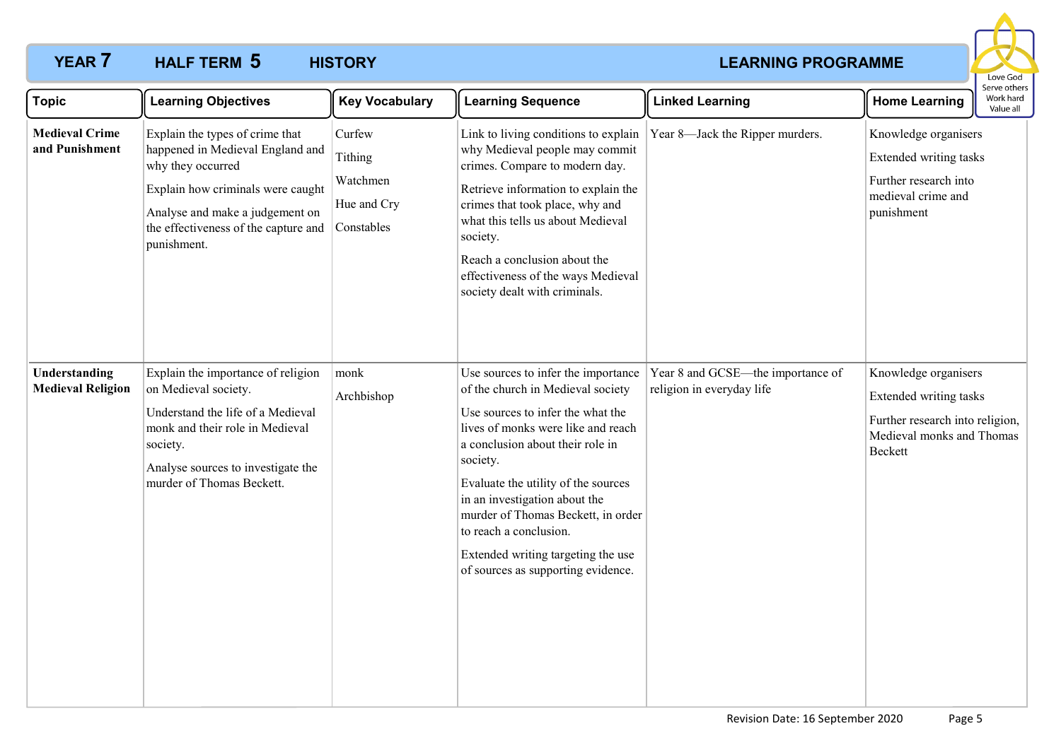**YEAR 7 HALF TERM 5 HISTORY LEARNING PROGRAMME**

Love God
Serve others
Work hard
Value all

| Topic | Learning Objectives | Key Vocabulary | Learning Sequence | Linked Learning | Home Learning |
|---|---|---|---|---|---|
| **Medieval Crime and Punishment** | Explain the types of crime that happened in Medieval England and why they occurred<br><br>Explain how criminals were caught<br><br>Analyse and make a judgement on the effectiveness of the capture and punishment. | Curfew<br><br>Tithing<br><br>Watchmen<br><br>Hue and Cry<br><br>Constables | Link to living conditions to explain why Medieval people may commit crimes. Compare to modern day.<br><br>Retrieve information to explain the crimes that took place, why and what this tells us about Medieval society.<br><br>Reach a conclusion about the effectiveness of the ways Medieval society dealt with criminals. | Year 8—Jack the Ripper murders. | Knowledge organisers<br><br>Extended writing tasks<br><br>Further research into medieval crime and punishment |
| **Understanding Medieval Religion** | Explain the importance of religion on Medieval society.<br><br>Understand the life of a Medieval monk and their role in Medieval society.<br><br>Analyse sources to investigate the murder of Thomas Beckett. | monk<br><br>Archbishop | Use sources to infer the importance of the church in Medieval society<br><br>Use sources to infer the what the lives of monks were like and reach a conclusion about their role in society.<br><br>Evaluate the utility of the sources in an investigation about the murder of Thomas Beckett, in order to reach a conclusion.<br><br>Extended writing targeting the use of sources as supporting evidence. | Year 8 and GCSE—the importance of religion in everyday life | Knowledge organisers<br><br>Extended writing tasks<br><br>Further research into religion, Medieval monks and Thomas Beckett |

Revision Date: 16 September 2020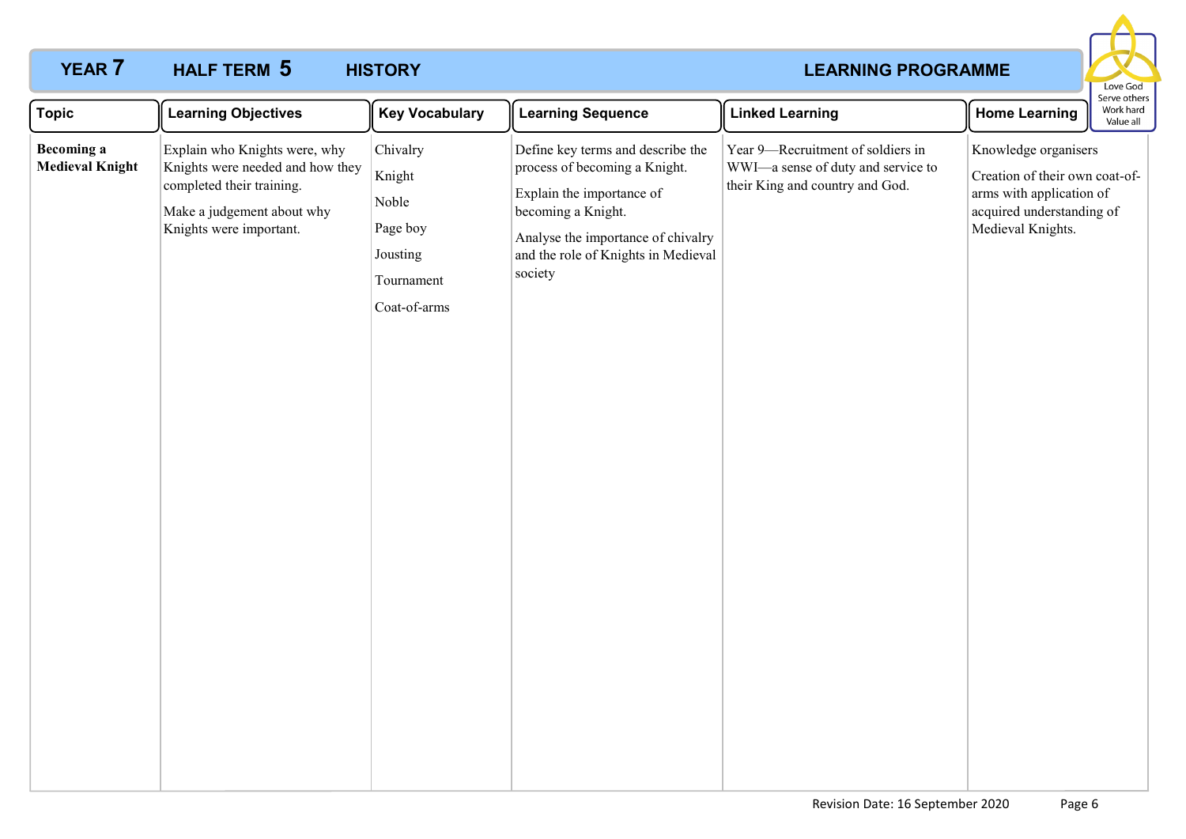## YEAR 7 HALF TERM 5 HISTORY LEARNING PROGRAMME

Love God
Serve others
Work hard
Value all

| Topic | Learning Objectives | Key Vocabulary | Learning Sequence | Linked Learning | Home Learning |
|---|---|---|---|---|---|
| **Becoming a Medieval Knight** | Explain who Knights were, why Knights were needed and how they completed their training.<br><br>Make a judgement about why Knights were important. | Chivalry<br><br>Knight<br><br>Noble<br><br>Page boy<br><br>Jousting<br><br>Tournament<br><br>Coat-of-arms | Define key terms and describe the process of becoming a Knight.<br><br>Explain the importance of becoming a Knight.<br><br>Analyse the importance of chivalry and the role of Knights in Medieval society | Year 9—Recruitment of soldiers in WWI—a sense of duty and service to their King and country and God. | Knowledge organisers<br><br>Creation of their own coat-of-arms with application of acquired understanding of Medieval Knights. |

Revision Date: 16 September 2020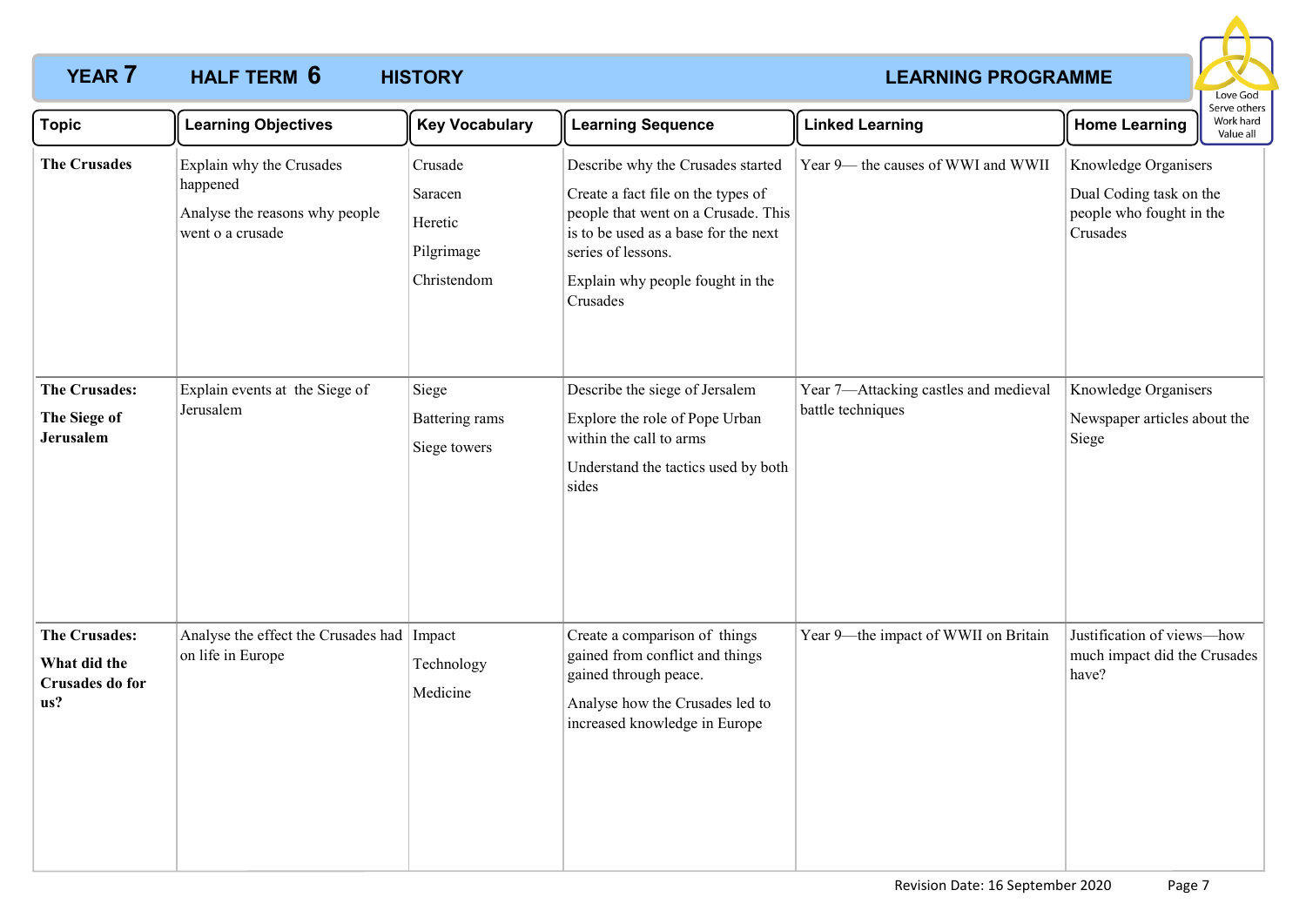# YEAR 7 HALF TERM 6 HISTORY LEARNING PROGRAMME

Love God
Serve others
Work hard
Value all

| Topic | Learning Objectives | Key Vocabulary | Learning Sequence | Linked Learning | Home Learning |
|---|---|---|---|---|---|
| **The Crusades** | Explain why the Crusades happened<br><br>Analyse the reasons why people went o a crusade | Crusade<br><br>Saracen<br><br>Heretic<br><br>Pilgrimage<br><br>Christendom | Describe why the Crusades started<br><br>Create a fact file on the types of people that went on a Crusade. This is to be used as a base for the next series of lessons.<br><br>Explain why people fought in the Crusades | Year 9— the causes of WWI and WWII | Knowledge Organisers<br><br>Dual Coding task on the people who fought in the Crusades |
| **The Crusades:**<br><br>**The Siege of Jerusalem** | Explain events at the Siege of Jerusalem | Siege<br><br>Battering rams<br><br>Siege towers | Describe the siege of Jersalem<br><br>Explore the role of Pope Urban within the call to arms<br><br>Understand the tactics used by both sides | Year 7—Attacking castles and medieval battle techniques | Knowledge Organisers<br><br>Newspaper articles about the Siege |
| **The Crusades:**<br><br>**What did the Crusades do for us?** | Analyse the effect the Crusades had on life in Europe | Impact<br><br>Technology<br><br>Medicine | Create a comparison of things gained from conflict and things gained through peace.<br><br>Analyse how the Crusades led to increased knowledge in Europe | Year 9—the impact of WWII on Britain | Justification of views—how much impact did the Crusades have? |

Revision Date: 16 September 2020